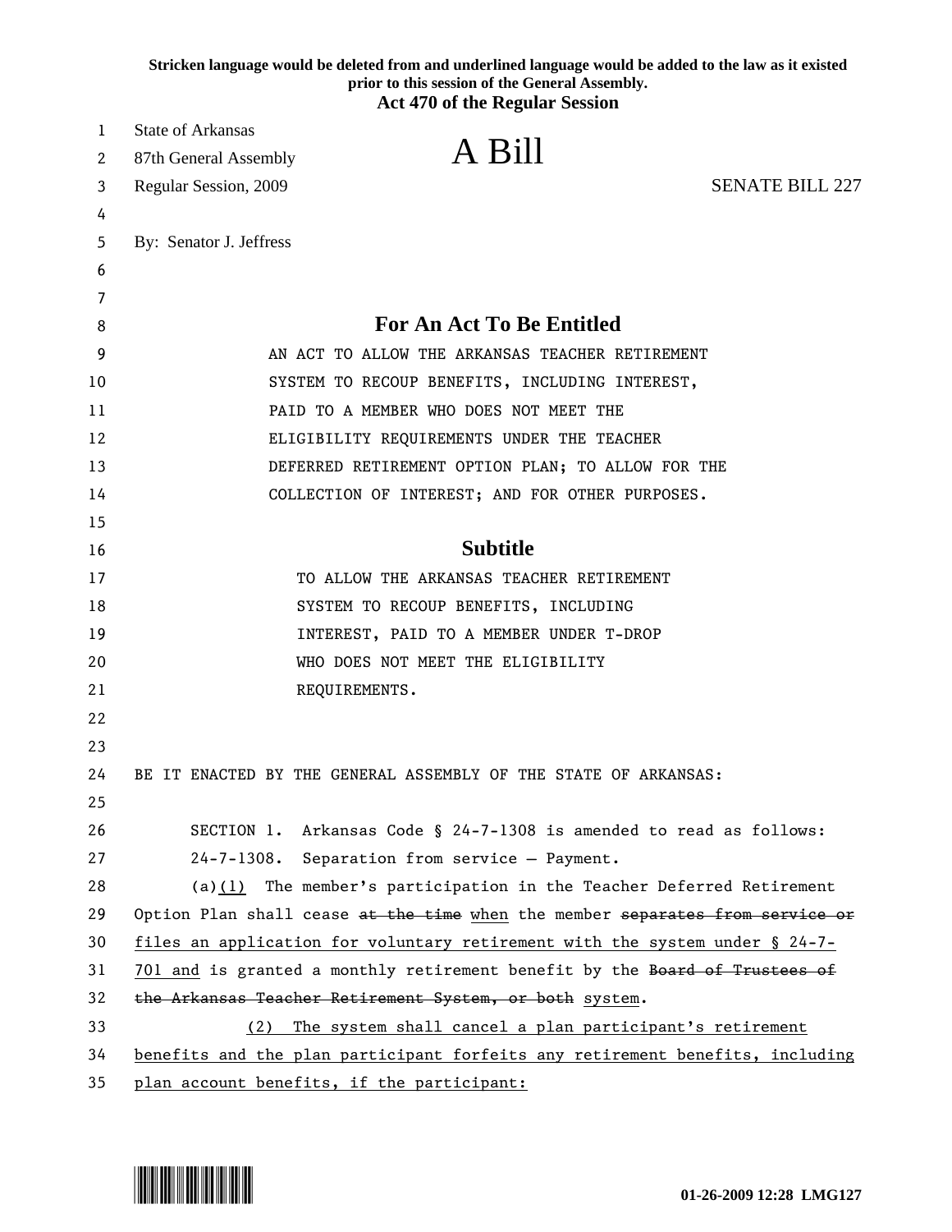Stricken language would be deleted from and underlined language would be added to the law as it existed prior to this session of the General Assembly.

**Act 470 of the Regular Session**

State of Arkansas
87th General Assembly
Regular Session, 2009

# A Bill

SENATE BILL 227

By: Senator J. Jeffress

## For An Act To Be Entitled

AN ACT TO ALLOW THE ARKANSAS TEACHER RETIREMENT SYSTEM TO RECOUP BENEFITS, INCLUDING INTEREST, PAID TO A MEMBER WHO DOES NOT MEET THE ELIGIBILITY REQUIREMENTS UNDER THE TEACHER DEFERRED RETIREMENT OPTION PLAN; TO ALLOW FOR THE COLLECTION OF INTEREST; AND FOR OTHER PURPOSES.

## Subtitle

TO ALLOW THE ARKANSAS TEACHER RETIREMENT SYSTEM TO RECOUP BENEFITS, INCLUDING INTEREST, PAID TO A MEMBER UNDER T-DROP WHO DOES NOT MEET THE ELIGIBILITY REQUIREMENTS.

BE IT ENACTED BY THE GENERAL ASSEMBLY OF THE STATE OF ARKANSAS:

SECTION 1. Arkansas Code § 24-7-1308 is amended to read as follows:

24-7-1308. Separation from service — Payment.

(a)(1) The member's participation in the Teacher Deferred Retirement Option Plan shall cease ~~at the time~~ when the member ~~separates from service or~~ files an application for voluntary retirement with the system under § 24-7-701 and is granted a monthly retirement benefit by the ~~Board of Trustees of the Arkansas Teacher Retirement System, or both~~ system.

(2) The system shall cancel a plan participant's retirement benefits and the plan participant forfeits any retirement benefits, including plan account benefits, if the participant: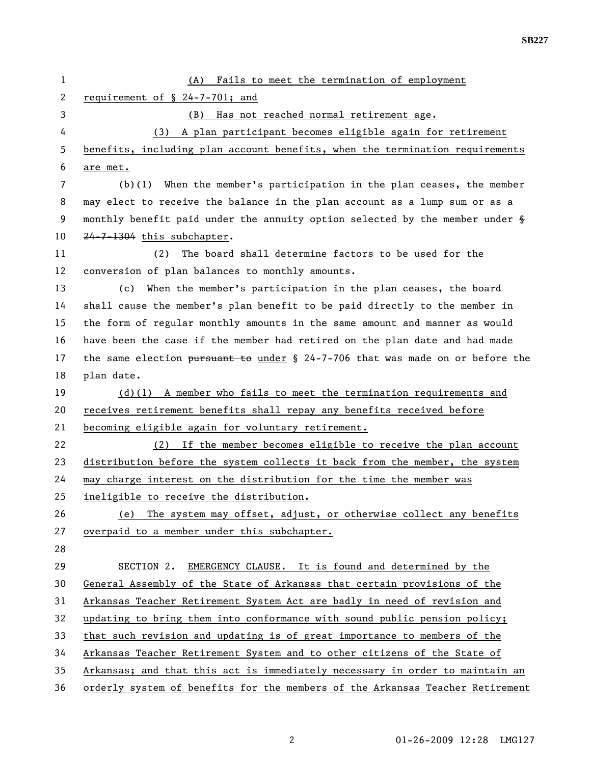(A) Fails to meet the termination of employment requirement of § 24-7-701; and

(B) Has not reached normal retirement age.

(3) A plan participant becomes eligible again for retirement benefits, including plan account benefits, when the termination requirements are met.

(b)(1) When the member's participation in the plan ceases, the member may elect to receive the balance in the plan account as a lump sum or as a monthly benefit paid under the annuity option selected by the member under ~~§ 24-7-1304~~ this subchapter.

(2) The board shall determine factors to be used for the conversion of plan balances to monthly amounts.

(c) When the member's participation in the plan ceases, the board shall cause the member's plan benefit to be paid directly to the member in the form of regular monthly amounts in the same amount and manner as would have been the case if the member had retired on the plan date and had made the same election ~~pursuant to~~ under § 24-7-706 that was made on or before the plan date.

(d)(1) A member who fails to meet the termination requirements and receives retirement benefits shall repay any benefits received before becoming eligible again for voluntary retirement.

(2) If the member becomes eligible to receive the plan account distribution before the system collects it back from the member, the system may charge interest on the distribution for the time the member was ineligible to receive the distribution.

(e) The system may offset, adjust, or otherwise collect any benefits overpaid to a member under this subchapter.

SECTION 2. EMERGENCY CLAUSE. It is found and determined by the General Assembly of the State of Arkansas that certain provisions of the Arkansas Teacher Retirement System Act are badly in need of revision and updating to bring them into conformance with sound public pension policy; that such revision and updating is of great importance to members of the Arkansas Teacher Retirement System and to other citizens of the State of Arkansas; and that this act is immediately necessary in order to maintain an orderly system of benefits for the members of the Arkansas Teacher Retirement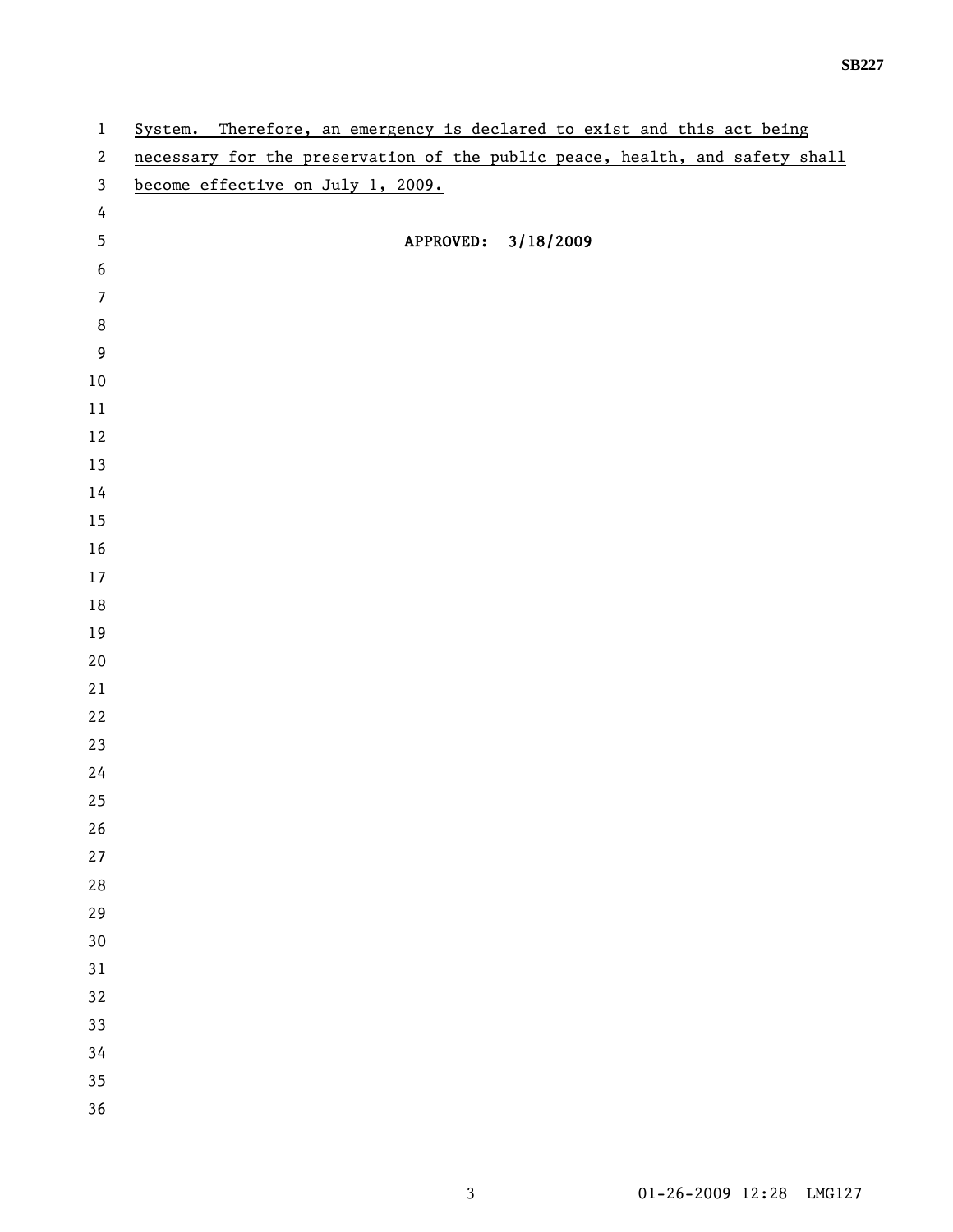System. Therefore, an emergency is declared to exist and this act being necessary for the preservation of the public peace, health, and safety shall become effective on July 1, 2009.

**APPROVED: 3/18/2009**